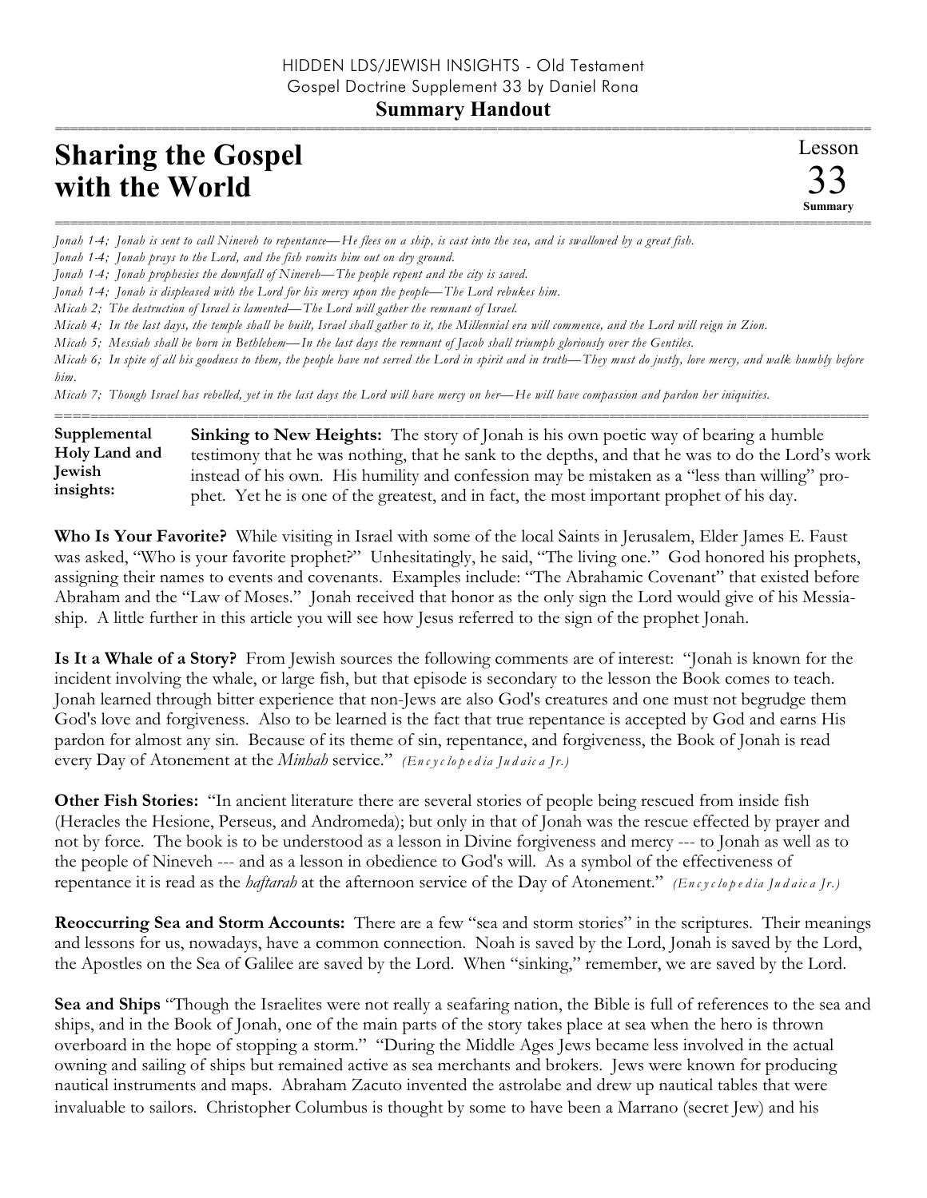HIDDEN LDS/JEWISH INSIGHTS - Old Testament
Gospel Doctrine Supplement 33 by Daniel Rona

**Summary Handout**

# Sharing the Gospel with the World

Lesson 33 **Summary**

*Jonah 1-4; Jonah is sent to call Nineveh to repentance—He flees on a ship, is cast into the sea, and is swallowed by a great fish.*
*Jonah 1-4; Jonah prays to the Lord, and the fish vomits him out on dry ground.*
*Jonah 1-4; Jonah prophesies the downfall of Nineveh—The people repent and the city is saved.*
*Jonah 1-4; Jonah is displeased with the Lord for his mercy upon the people—The Lord rebukes him.*
*Micah 2; The destruction of Israel is lamented—The Lord will gather the remnant of Israel.*
*Micah 4; In the last days, the temple shall be built, Israel shall gather to it, the Millennial era will commence, and the Lord will reign in Zion.*
*Micah 5; Messiah shall be born in Bethlehem—In the last days the remnant of Jacob shall triumph gloriously over the Gentiles.*
*Micah 6; In spite of all his goodness to them, the people have not served the Lord in spirit and in truth—They must do justly, love mercy, and walk humbly before him.*
*Micah 7; Though Israel has rebelled, yet in the last days the Lord will have mercy on her—He will have compassion and pardon her iniquities.*

**Supplemental Holy Land and Jewish insights:**

**Sinking to New Heights:** The story of Jonah is his own poetic way of bearing a humble testimony that he was nothing, that he sank to the depths, and that he was to do the Lord's work instead of his own. His humility and confession may be mistaken as a "less than willing" prophet. Yet he is one of the greatest, and in fact, the most important prophet of his day.

**Who Is Your Favorite?** While visiting in Israel with some of the local Saints in Jerusalem, Elder James E. Faust was asked, "Who is your favorite prophet?" Unhesitatingly, he said, "The living one." God honored his prophets, assigning their names to events and covenants. Examples include: "The Abrahamic Covenant" that existed before Abraham and the "Law of Moses." Jonah received that honor as the only sign the Lord would give of his Messiaship. A little further in this article you will see how Jesus referred to the sign of the prophet Jonah.

**Is It a Whale of a Story?** From Jewish sources the following comments are of interest: "Jonah is known for the incident involving the whale, or large fish, but that episode is secondary to the lesson the Book comes to teach. Jonah learned through bitter experience that non-Jews are also God's creatures and one must not begrudge them God's love and forgiveness. Also to be learned is the fact that true repentance is accepted by God and earns His pardon for almost any sin. Because of its theme of sin, repentance, and forgiveness, the Book of Jonah is read every Day of Atonement at the *Minhah* service." *(Encyclopedia Judaica Jr.)*

**Other Fish Stories:** "In ancient literature there are several stories of people being rescued from inside fish (Heracles the Hesione, Perseus, and Andromeda); but only in that of Jonah was the rescue effected by prayer and not by force. The book is to be understood as a lesson in Divine forgiveness and mercy --- to Jonah as well as to the people of Nineveh --- and as a lesson in obedience to God's will. As a symbol of the effectiveness of repentance it is read as the *haftarah* at the afternoon service of the Day of Atonement." *(Encyclopedia Judaica Jr.)*

**Reoccurring Sea and Storm Accounts:** There are a few "sea and storm stories" in the scriptures. Their meanings and lessons for us, nowadays, have a common connection. Noah is saved by the Lord, Jonah is saved by the Lord, the Apostles on the Sea of Galilee are saved by the Lord. When "sinking," remember, we are saved by the Lord.

**Sea and Ships** "Though the Israelites were not really a seafaring nation, the Bible is full of references to the sea and ships, and in the Book of Jonah, one of the main parts of the story takes place at sea when the hero is thrown overboard in the hope of stopping a storm." "During the Middle Ages Jews became less involved in the actual owning and sailing of ships but remained active as sea merchants and brokers. Jews were known for producing nautical instruments and maps. Abraham Zacuto invented the astrolabe and drew up nautical tables that were invaluable to sailors. Christopher Columbus is thought by some to have been a Marrano (secret Jew) and his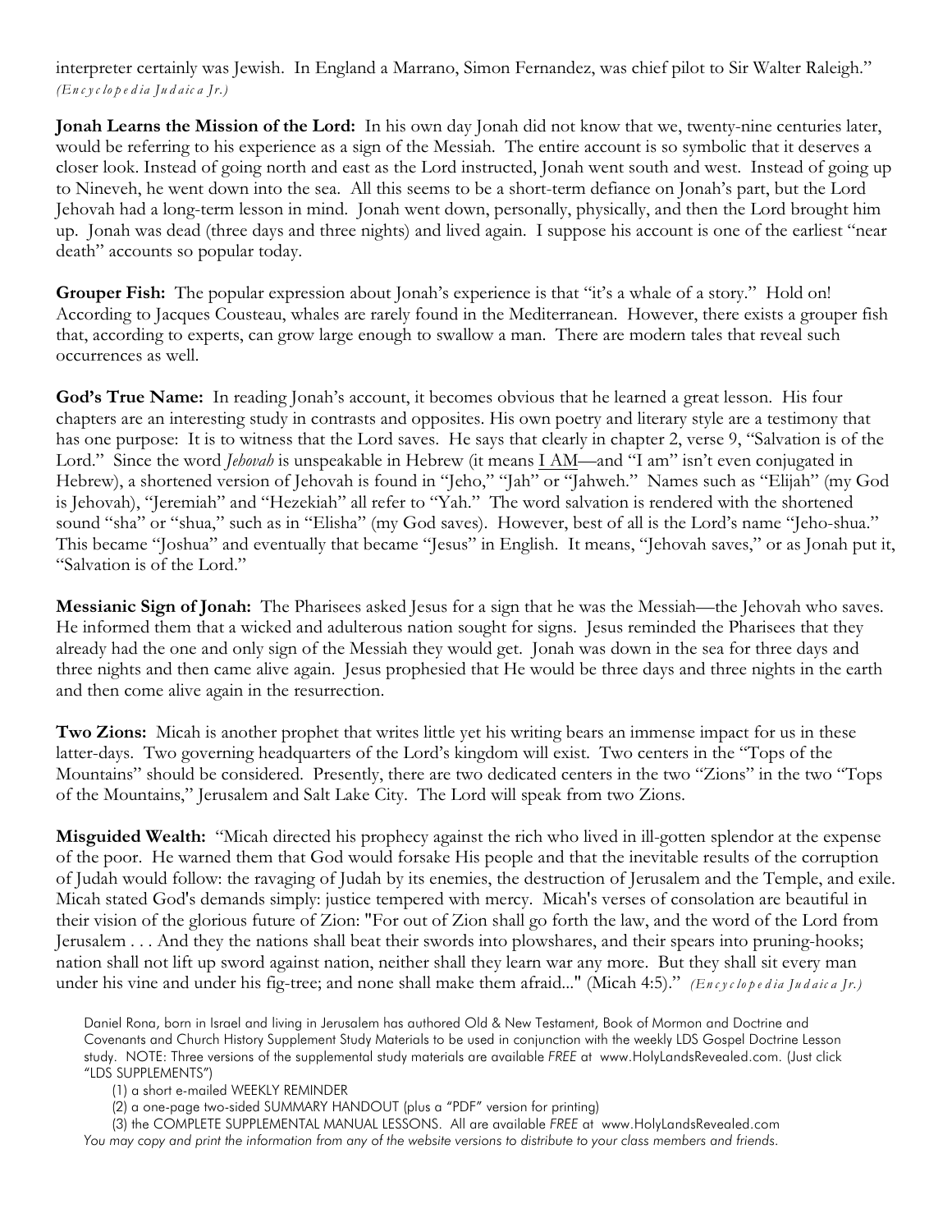interpreter certainly was Jewish. In England a Marrano, Simon Fernandez, was chief pilot to Sir Walter Raleigh." *(Encyclopedia Judaica Jr.)*

**Jonah Learns the Mission of the Lord:** In his own day Jonah did not know that we, twenty-nine centuries later, would be referring to his experience as a sign of the Messiah. The entire account is so symbolic that it deserves a closer look. Instead of going north and east as the Lord instructed, Jonah went south and west. Instead of going up to Nineveh, he went down into the sea. All this seems to be a short-term defiance on Jonah's part, but the Lord Jehovah had a long-term lesson in mind. Jonah went down, personally, physically, and then the Lord brought him up. Jonah was dead (three days and three nights) and lived again. I suppose his account is one of the earliest "near death" accounts so popular today.

**Grouper Fish:** The popular expression about Jonah's experience is that "it's a whale of a story." Hold on! According to Jacques Cousteau, whales are rarely found in the Mediterranean. However, there exists a grouper fish that, according to experts, can grow large enough to swallow a man. There are modern tales that reveal such occurrences as well.

**God's True Name:** In reading Jonah's account, it becomes obvious that he learned a great lesson. His four chapters are an interesting study in contrasts and opposites. His own poetry and literary style are a testimony that has one purpose: It is to witness that the Lord saves. He says that clearly in chapter 2, verse 9, "Salvation is of the Lord." Since the word *Jehovah* is unspeakable in Hebrew (it means I AM—and "I am" isn't even conjugated in Hebrew), a shortened version of Jehovah is found in "Jeho," "Jah" or "Jahweh." Names such as "Elijah" (my God is Jehovah), "Jeremiah" and "Hezekiah" all refer to "Yah." The word salvation is rendered with the shortened sound "sha" or "shua," such as in "Elisha" (my God saves). However, best of all is the Lord's name "Jeho-shua." This became "Joshua" and eventually that became "Jesus" in English. It means, "Jehovah saves," or as Jonah put it, "Salvation is of the Lord."

**Messianic Sign of Jonah:** The Pharisees asked Jesus for a sign that he was the Messiah—the Jehovah who saves. He informed them that a wicked and adulterous nation sought for signs. Jesus reminded the Pharisees that they already had the one and only sign of the Messiah they would get. Jonah was down in the sea for three days and three nights and then came alive again. Jesus prophesied that He would be three days and three nights in the earth and then come alive again in the resurrection.

**Two Zions:** Micah is another prophet that writes little yet his writing bears an immense impact for us in these latter-days. Two governing headquarters of the Lord's kingdom will exist. Two centers in the "Tops of the Mountains" should be considered. Presently, there are two dedicated centers in the two "Zions" in the two "Tops of the Mountains," Jerusalem and Salt Lake City. The Lord will speak from two Zions.

**Misguided Wealth:** "Micah directed his prophecy against the rich who lived in ill-gotten splendor at the expense of the poor. He warned them that God would forsake His people and that the inevitable results of the corruption of Judah would follow: the ravaging of Judah by its enemies, the destruction of Jerusalem and the Temple, and exile. Micah stated God's demands simply: justice tempered with mercy. Micah's verses of consolation are beautiful in their vision of the glorious future of Zion: "For out of Zion shall go forth the law, and the word of the Lord from Jerusalem . . . And they the nations shall beat their swords into plowshares, and their spears into pruning-hooks; nation shall not lift up sword against nation, neither shall they learn war any more. But they shall sit every man under his vine and under his fig-tree; and none shall make them afraid..." (Micah 4:5)." *(Encyclopedia Judaica Jr.)*

Daniel Rona, born in Israel and living in Jerusalem has authored Old & New Testament, Book of Mormon and Doctrine and Covenants and Church History Supplement Study Materials to be used in conjunction with the weekly LDS Gospel Doctrine Lesson study. NOTE: Three versions of the supplemental study materials are available *FREE* at www.HolyLandsRevealed.com. (Just click "LDS SUPPLEMENTS")

(1) a short e-mailed WEEKLY REMINDER

(2) a one-page two-sided SUMMARY HANDOUT (plus a "PDF" version for printing)

(3) the COMPLETE SUPPLEMENTAL MANUAL LESSONS. All are available *FREE* at www.HolyLandsRevealed.com

*You may copy and print the information from any of the website versions to distribute to your class members and friends.*